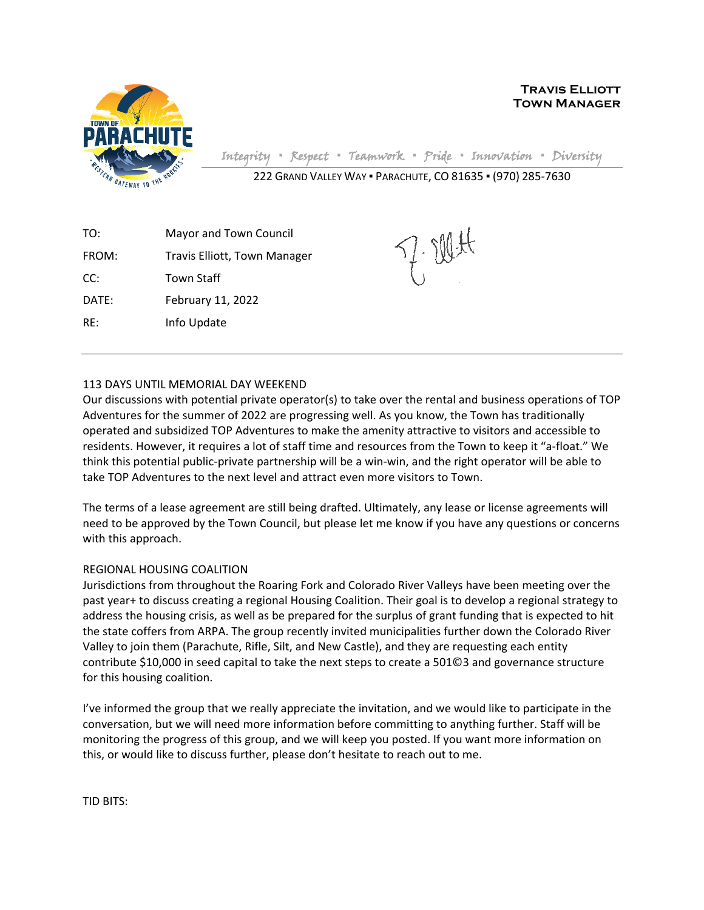**Travis Elliott**
**Town Manager**

*Integrity ▪ Respect ▪ Teamwork ▪ Pride ▪ Innovation ▪ Diversity*

222 Grand Valley Way ▪ Parachute, CO 81635 ▪ (970) 285-7630

| | |
|---|---|
| TO: | Mayor and Town Council |
| FROM: | Travis Elliott, Town Manager |
| CC: | Town Staff |
| DATE: | February 11, 2022 |
| RE: | Info Update |

---

## 113 DAYS UNTIL MEMORIAL DAY WEEKEND

Our discussions with potential private operator(s) to take over the rental and business operations of TOP Adventures for the summer of 2022 are progressing well. As you know, the Town has traditionally operated and subsidized TOP Adventures to make the amenity attractive to visitors and accessible to residents. However, it requires a lot of staff time and resources from the Town to keep it "a-float." We think this potential public-private partnership will be a win-win, and the right operator will be able to take TOP Adventures to the next level and attract even more visitors to Town.

The terms of a lease agreement are still being drafted. Ultimately, any lease or license agreements will need to be approved by the Town Council, but please let me know if you have any questions or concerns with this approach.

## REGIONAL HOUSING COALITION

Jurisdictions from throughout the Roaring Fork and Colorado River Valleys have been meeting over the past year+ to discuss creating a regional Housing Coalition. Their goal is to develop a regional strategy to address the housing crisis, as well as be prepared for the surplus of grant funding that is expected to hit the state coffers from ARPA. The group recently invited municipalities further down the Colorado River Valley to join them (Parachute, Rifle, Silt, and New Castle), and they are requesting each entity contribute $10,000 in seed capital to take the next steps to create a 501©3 and governance structure for this housing coalition.

I've informed the group that we really appreciate the invitation, and we would like to participate in the conversation, but we will need more information before committing to anything further. Staff will be monitoring the progress of this group, and we will keep you posted. If you want more information on this, or would like to discuss further, please don't hesitate to reach out to me.

TID BITS: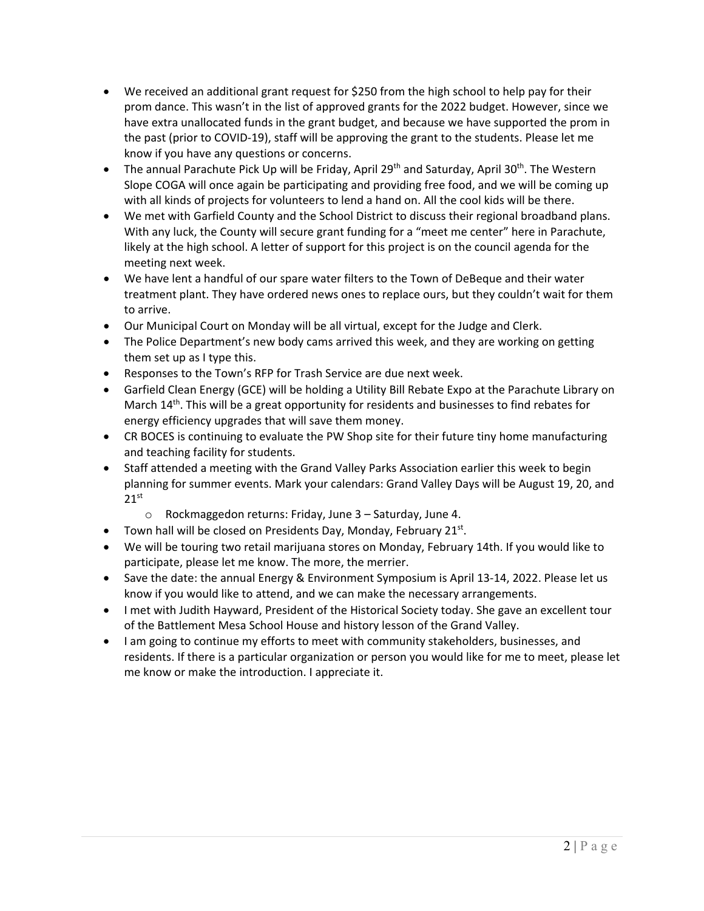- We received an additional grant request for $250 from the high school to help pay for their prom dance. This wasn't in the list of approved grants for the 2022 budget. However, since we have extra unallocated funds in the grant budget, and because we have supported the prom in the past (prior to COVID-19), staff will be approving the grant to the students. Please let me know if you have any questions or concerns.
- The annual Parachute Pick Up will be Friday, April 29th and Saturday, April 30th. The Western Slope COGA will once again be participating and providing free food, and we will be coming up with all kinds of projects for volunteers to lend a hand on. All the cool kids will be there.
- We met with Garfield County and the School District to discuss their regional broadband plans. With any luck, the County will secure grant funding for a "meet me center" here in Parachute, likely at the high school. A letter of support for this project is on the council agenda for the meeting next week.
- We have lent a handful of our spare water filters to the Town of DeBeque and their water treatment plant. They have ordered news ones to replace ours, but they couldn't wait for them to arrive.
- Our Municipal Court on Monday will be all virtual, except for the Judge and Clerk.
- The Police Department's new body cams arrived this week, and they are working on getting them set up as I type this.
- Responses to the Town's RFP for Trash Service are due next week.
- Garfield Clean Energy (GCE) will be holding a Utility Bill Rebate Expo at the Parachute Library on March 14th. This will be a great opportunity for residents and businesses to find rebates for energy efficiency upgrades that will save them money.
- CR BOCES is continuing to evaluate the PW Shop site for their future tiny home manufacturing and teaching facility for students.
- Staff attended a meeting with the Grand Valley Parks Association earlier this week to begin planning for summer events. Mark your calendars: Grand Valley Days will be August 19, 20, and 21st
  - Rockmaggedon returns: Friday, June 3 – Saturday, June 4.
- Town hall will be closed on Presidents Day, Monday, February 21st.
- We will be touring two retail marijuana stores on Monday, February 14th. If you would like to participate, please let me know. The more, the merrier.
- Save the date: the annual Energy & Environment Symposium is April 13-14, 2022. Please let us know if you would like to attend, and we can make the necessary arrangements.
- I met with Judith Hayward, President of the Historical Society today. She gave an excellent tour of the Battlement Mesa School House and history lesson of the Grand Valley.
- I am going to continue my efforts to meet with community stakeholders, businesses, and residents. If there is a particular organization or person you would like for me to meet, please let me know or make the introduction. I appreciate it.